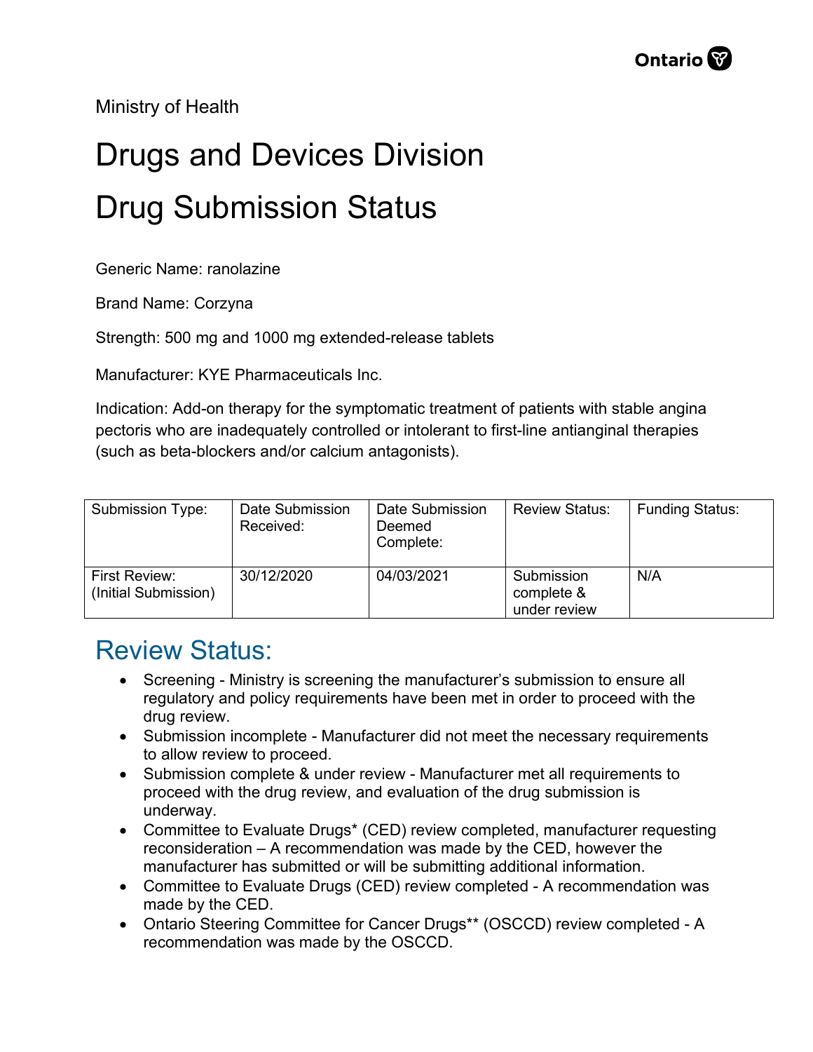Ministry of Health

# Drugs and Devices Division

# Drug Submission Status

Generic Name: ranolazine

Brand Name: Corzyna

Strength: 500 mg and 1000 mg extended-release tablets

Manufacturer: KYE Pharmaceuticals Inc.

Indication: Add-on therapy for the symptomatic treatment of patients with stable angina pectoris who are inadequately controlled or intolerant to first-line antianginal therapies (such as beta-blockers and/or calcium antagonists).

| Submission Type: | Date Submission Received: | Date Submission Deemed Complete: | Review Status: | Funding Status: |
|---|---|---|---|---|
| First Review: (Initial Submission) | 30/12/2020 | 04/03/2021 | Submission complete & under review | N/A |

## Review Status:

- Screening - Ministry is screening the manufacturer's submission to ensure all regulatory and policy requirements have been met in order to proceed with the drug review.
- Submission incomplete - Manufacturer did not meet the necessary requirements to allow review to proceed.
- Submission complete & under review - Manufacturer met all requirements to proceed with the drug review, and evaluation of the drug submission is underway.
- Committee to Evaluate Drugs* (CED) review completed, manufacturer requesting reconsideration – A recommendation was made by the CED, however the manufacturer has submitted or will be submitting additional information.
- Committee to Evaluate Drugs (CED) review completed - A recommendation was made by the CED.
- Ontario Steering Committee for Cancer Drugs** (OSCCD) review completed - A recommendation was made by the OSCCD.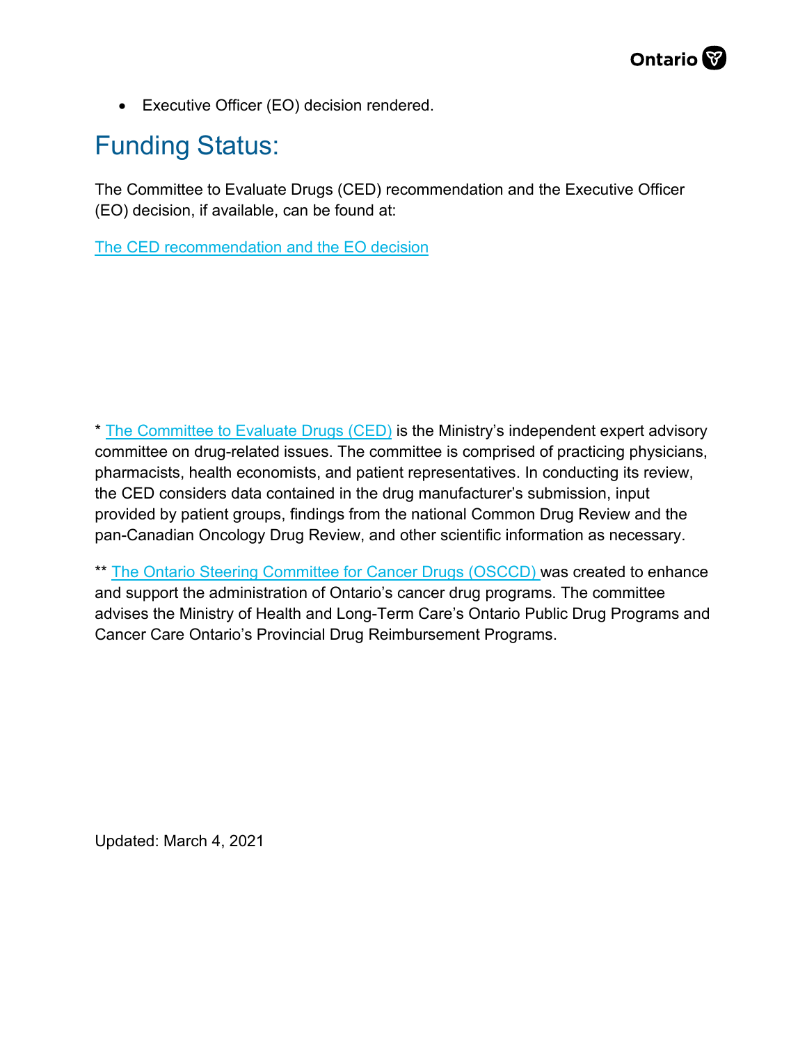- Executive Officer (EO) decision rendered.

## Funding Status:

The Committee to Evaluate Drugs (CED) recommendation and the Executive Officer (EO) decision, if available, can be found at:

The CED recommendation and the EO decision

* The Committee to Evaluate Drugs (CED) is the Ministry's independent expert advisory committee on drug-related issues. The committee is comprised of practicing physicians, pharmacists, health economists, and patient representatives. In conducting its review, the CED considers data contained in the drug manufacturer's submission, input provided by patient groups, findings from the national Common Drug Review and the pan-Canadian Oncology Drug Review, and other scientific information as necessary.

** The Ontario Steering Committee for Cancer Drugs (OSCCD) was created to enhance and support the administration of Ontario's cancer drug programs. The committee advises the Ministry of Health and Long-Term Care's Ontario Public Drug Programs and Cancer Care Ontario's Provincial Drug Reimbursement Programs.

Updated: March 4, 2021